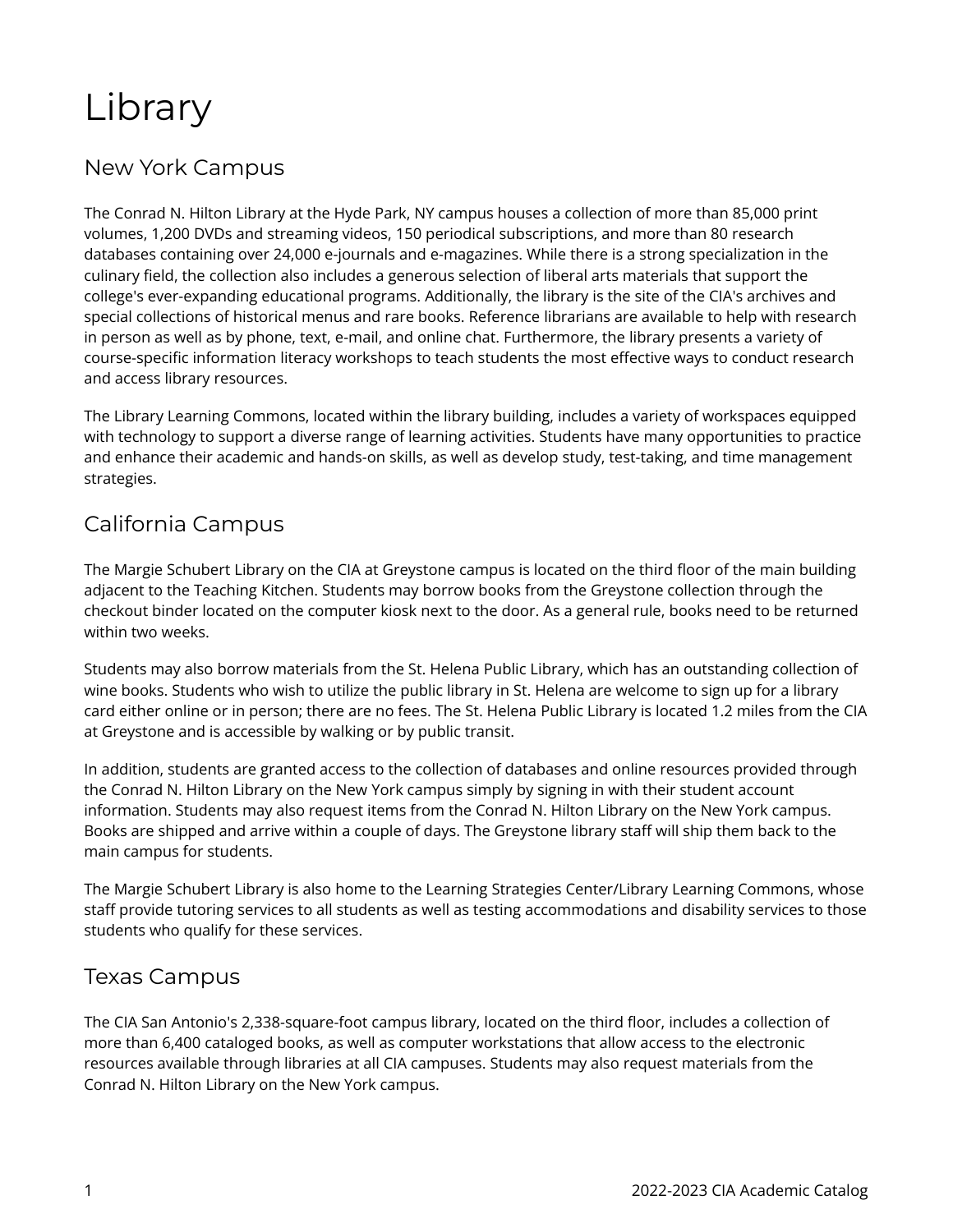# Library

## New York Campus

The Conrad N. Hilton Library at the Hyde Park, NY campus houses a collection of more than 85,000 print volumes, 1,200 DVDs and streaming videos, 150 periodical subscriptions, and more than 80 research databases containing over 24,000 e-journals and e-magazines. While there is a strong specialization in the culinary field, the collection also includes a generous selection of liberal arts materials that support the college's ever-expanding educational programs. Additionally, the library is the site of the CIA's archives and special collections of historical menus and rare books. Reference librarians are available to help with research in person as well as by phone, text, e-mail, and online chat. Furthermore, the library presents a variety of course-specific information literacy workshops to teach students the most effective ways to conduct research and access library resources.

The Library Learning Commons, located within the library building, includes a variety of workspaces equipped with technology to support a diverse range of learning activities. Students have many opportunities to practice and enhance their academic and hands-on skills, as well as develop study, test-taking, and time management strategies.

## California Campus

The Margie Schubert Library on the CIA at Greystone campus is located on the third floor of the main building adjacent to the Teaching Kitchen. Students may borrow books from the Greystone collection through the checkout binder located on the computer kiosk next to the door. As a general rule, books need to be returned within two weeks.

Students may also borrow materials from the St. Helena Public Library, which has an outstanding collection of wine books. Students who wish to utilize the public library in St. Helena are welcome to sign up for a library card either online or in person; there are no fees. The St. Helena Public Library is located 1.2 miles from the CIA at Greystone and is accessible by walking or by public transit.

In addition, students are granted access to the collection of databases and online resources provided through the Conrad N. Hilton Library on the New York campus simply by signing in with their student account information. Students may also request items from the Conrad N. Hilton Library on the New York campus. Books are shipped and arrive within a couple of days. The Greystone library staff will ship them back to the main campus for students.

The Margie Schubert Library is also home to the Learning Strategies Center/Library Learning Commons, whose staff provide tutoring services to all students as well as testing accommodations and disability services to those students who qualify for these services.

## Texas Campus

The CIA San Antonio's 2,338-square-foot campus library, located on the third floor, includes a collection of more than 6,400 cataloged books, as well as computer workstations that allow access to the electronic resources available through libraries at all CIA campuses. Students may also request materials from the Conrad N. Hilton Library on the New York campus.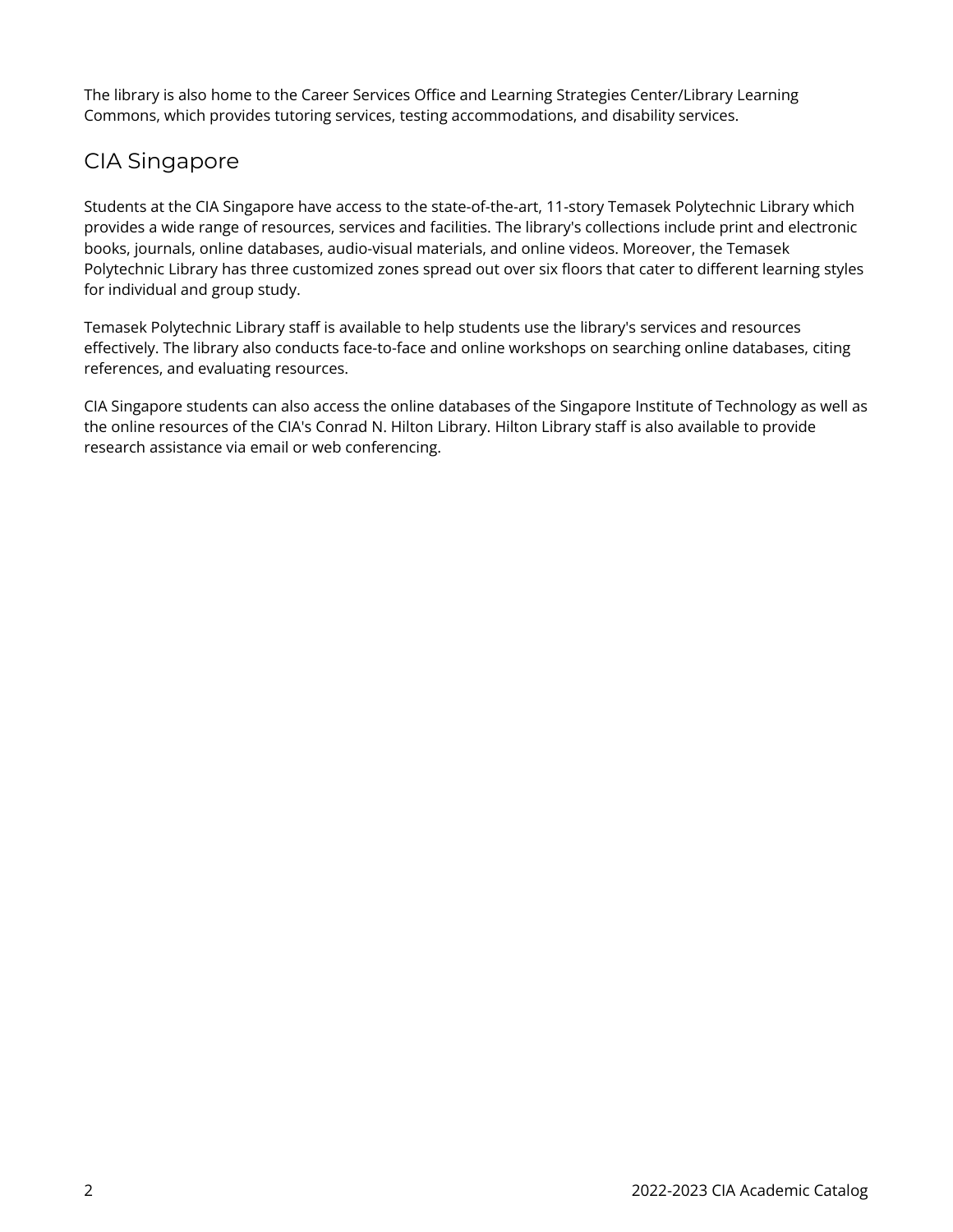The library is also home to the Career Services Office and Learning Strategies Center/Library Learning Commons, which provides tutoring services, testing accommodations, and disability services.

## CIA Singapore

Students at the CIA Singapore have access to the state-of-the-art, 11-story Temasek Polytechnic Library which provides a wide range of resources, services and facilities. The library's collections include print and electronic books, journals, online databases, audio-visual materials, and online videos. Moreover, the Temasek Polytechnic Library has three customized zones spread out over six floors that cater to different learning styles for individual and group study.

Temasek Polytechnic Library staff is available to help students use the library's services and resources effectively. The library also conducts face-to-face and online workshops on searching online databases, citing references, and evaluating resources.

CIA Singapore students can also access the online databases of the Singapore Institute of Technology as well as the online resources of the CIA's Conrad N. Hilton Library. Hilton Library staff is also available to provide research assistance via email or web conferencing.